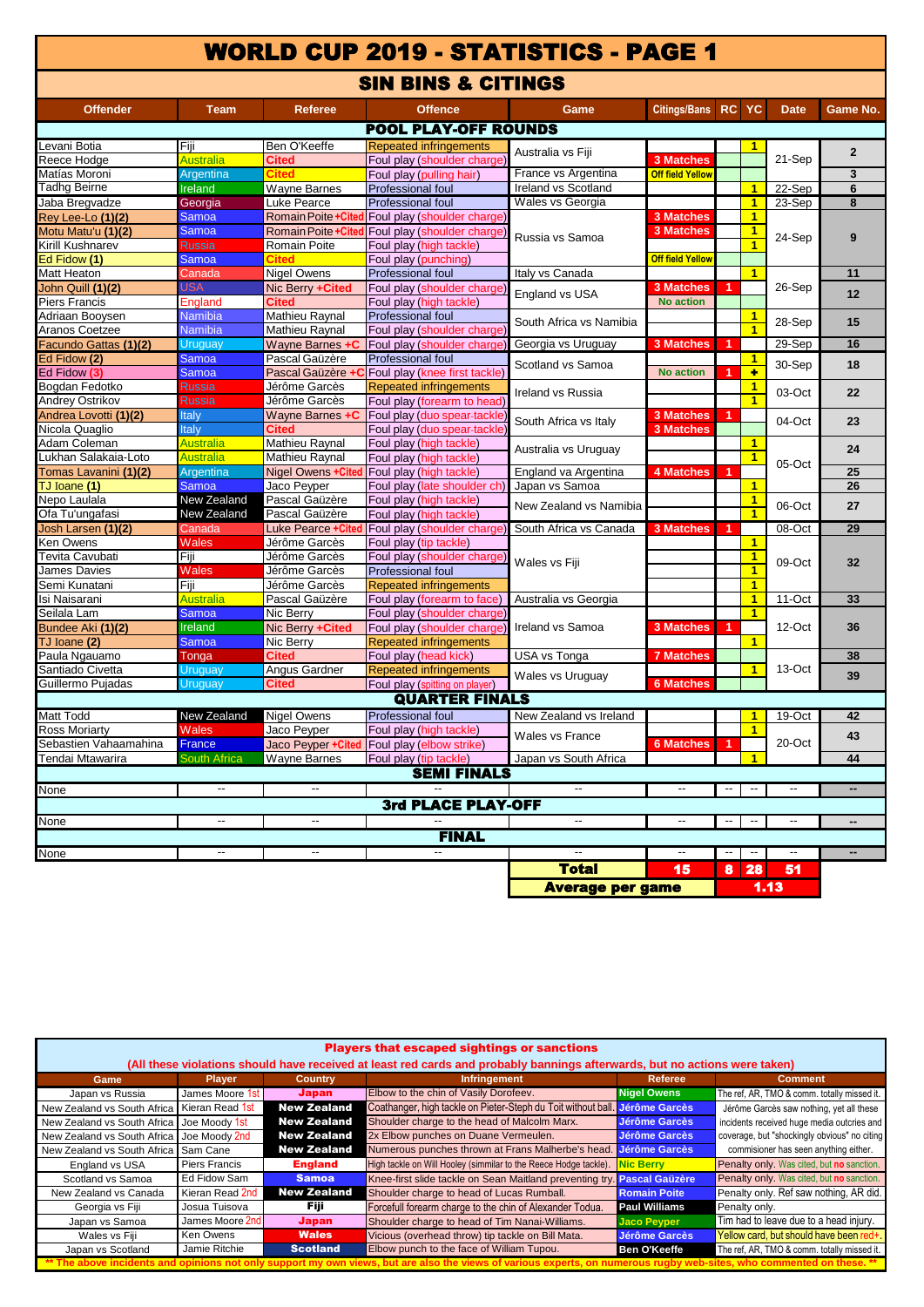# WORLD CUP 2019 - STATISTICS - PAGE 1

## SIN BINS & CITINGS

| Offender | Team | Referee | Offence | Game | Citings/Bans | RC | YC | Date | Game No. |
|---|---|---|---|---|---|---|---|---|---|
| **POOL PLAY-OFF ROUNDS** | | | | | | | | | |
| Levani Botia | Fiji | Ben O'Keeffe | Repeated infringements | Australia vs Fiji | | | 1 | 21-Sep | 2 |
| Reece Hodge | Australia | Cited | Foul play (shoulder charge) | | 3 Matches | | | | |
| Matías Moroni | Argentina | Cited | Foul play (pulling hair) | France vs Argentina | Off field Yellow | | | | 3 |
| Tadhg Beirne | Ireland | Wayne Barnes | Professional foul | Ireland vs Scotland | | | 1 | 22-Sep | 6 |
| Jaba Bregvadze | Georgia | Luke Pearce | Professional foul | Wales vs Georgia | | | 1 | 23-Sep | 8 |
| Rey Lee-Lo (1)(2) | Samoa | Romain Poite +Cited | Foul play (shoulder charge) | Russia vs Samoa | 3 Matches | | 1 | 24-Sep | 9 |
| Motu Matu'u (1)(2) | Samoa | Romain Poite +Cited | Foul play (shoulder charge) | | 3 Matches | | 1 | | |
| Kirill Kushnarev | Russia | Romain Poite | Foul play (high tackle) | | | | 1 | | |
| Ed Fidow (1) | Samoa | Cited | Foul play (punching) | | Off field Yellow | | | | |
| Matt Heaton | Canada | Nigel Owens | Professional foul | Italy vs Canada | | | 1 | 26-Sep | 11 |
| John Quill (1)(2) | USA | Nic Berry +Cited | Foul play (shoulder charge) | England vs USA | 3 Matches | 1 | | | 12 |
| Piers Francis | England | Cited | Foul play (high tackle) | | No action | | | | |
| Adriaan Booysen | Namibia | Mathieu Raynal | Professional foul | South Africa vs Namibia | | | 1 | 28-Sep | 15 |
| Aranos Coetzee | Namibia | Mathieu Raynal | Foul play (shoulder charge) | | | | 1 | | |
| Facundo Gattas (1)(2) | Uruguay | Wayne Barnes +C | Foul play (shoulder charge) | Georgia vs Uruguay | 3 Matches | 1 | | 29-Sep | 16 |
| Ed Fidow (2) | Samoa | Pascal Gaüzère | Professional foul | Scotland vs Samoa | | | 1 | 30-Sep | 18 |
| Ed Fidow (3) | Samoa | Pascal Gaüzère +C | Foul play (knee first tackle) | | No action | 1 | + | | |
| Bogdan Fedotko | Russia | Jérôme Garcès | Repeated infringements | Ireland vs Russia | | | 1 | 03-Oct | 22 |
| Andrey Ostrikov | Russia | Jérôme Garcès | Foul play (forearm to head) | | | | 1 | | |
| Andrea Lovotti (1)(2) | Italy | Wayne Barnes +C | Foul play (duo spear-tackle) | South Africa vs Italy | 3 Matches | 1 | | 04-Oct | 23 |
| Nicola Quaglio | Italy | Cited | Foul play (duo spear-tackle) | | 3 Matches | | | | |
| Adam Coleman | Australia | Mathieu Raynal | Foul play (high tackle) | Australia vs Uruguay | | | 1 | 05-Oct | 24 |
| Lukhan Salakaia-Loto | Australia | Mathieu Raynal | Foul play (high tackle) | | | | 1 | | |
| Tomas Lavanini (1)(2) | Argentina | Nigel Owens +Cited | Foul play (high tackle) | England va Argentina | 4 Matches | 1 | | | 25 |
| TJ Ioane (1) | Samoa | Jaco Peyper | Foul play (late shoulder ch) | Japan vs Samoa | | | 1 | | 26 |
| Nepo Laulala | New Zealand | Pascal Gaüzère | Foul play (high tackle) | New Zealand vs Namibia | | | 1 | 06-Oct | 27 |
| Ofa Tu'ungafasi | New Zealand | Pascal Gaüzère | Foul play (high tackle) | | | | 1 | | |
| Josh Larsen (1)(2) | Canada | Luke Pearce +Cited | Foul play (shoulder charge) | South Africa vs Canada | 3 Matches | 1 | | 08-Oct | 29 |
| Ken Owens | Wales | Jérôme Garcès | Foul play (tip tackle) | Wales vs Fiji | | | 1 | 09-Oct | 32 |
| Tevita Cavubati | Fiji | Jérôme Garcès | Foul play (shoulder charge) | | | | 1 | | |
| James Davies | Wales | Jérôme Garcès | Professional foul | | | | 1 | | |
| Semi Kunatani | Fiji | Jérôme Garcès | Repeated infringements | | | | 1 | | |
| Isi Naisarani | Australia | Pascal Gaüzère | Foul play (forearm to face) | Australia vs Georgia | | | 1 | 11-Oct | 33 |
| Seilala Lam | Samoa | Nic Berry | Foul play (shoulder charge) | Ireland vs Samoa | | | 1 | 12-Oct | 36 |
| Bundee Aki (1)(2) | Ireland | Nic Berry +Cited | Foul play (shoulder charge) | | 3 Matches | 1 | | | |
| TJ Ioane (2) | Samoa | Nic Berry | Repeated infringements | | | | 1 | | |
| Paula Ngauamo | Tonga | Cited | Foul play (head kick) | USA vs Tonga | 7 Matches | | | 13-Oct | 38 |
| Santiado Civetta | Uruguay | Angus Gardner | Repeated infringements | Wales vs Uruguay | | | 1 | | 39 |
| Guillermo Pujadas | Uruguay | Cited | Foul play (spitting on player) | | 6 Matches | | | | |
| **QUARTER FINALS** | | | | | | | | | |
| Matt Todd | New Zealand | Nigel Owens | Professional foul | New Zealand vs Ireland | | | 1 | 19-Oct | 42 |
| Ross Moriarty | Wales | Jaco Peyper | Foul play (high tackle) | Wales vs France | | | 1 | 20-Oct | 43 |
| Sebastien Vahaamahina | France | Jaco Peyper +Cited | Foul play (elbow strike) | | 6 Matches | 1 | | | |
| Tendai Mtawarira | South Africa | Wayne Barnes | Foul play (tip tackle) | Japan vs South Africa | | | 1 | | 44 |
| **SEMI FINALS** | | | | | | | | | |
| None | -- | -- | -- | -- | -- | -- | -- | -- | -- |
| **3rd PLACE PLAY-OFF** | | | | | | | | | |
| None | -- | -- | -- | -- | -- | -- | -- | -- | -- |
| **FINAL** | | | | | | | | | |
| None | -- | -- | -- | -- | -- | -- | -- | -- | -- |
| | | | | **Total** | **15** | **8** | **28** | **51** | |
| | | | | **Average per game** | | **1.13** | | | |

## Players that escaped sightings or sanctions

(All these violations should have received at least red cards and probably bannings afterwards, but no actions were taken)

| Game | Player | Country | Infringement | Referee | Comment |
|---|---|---|---|---|---|
| Japan vs Russia | James Moore 1st | Japan | Elbow to the chin of Vasily Dorofeev. | Nigel Owens | The ref, AR, TMO & comm. totally missed it. |
| New Zealand vs South Africa | Kieran Read 1st | New Zealand | Coathanger, high tackle on Pieter-Steph du Toit without ball. | Jérôme Garcès | Jérôme Garcès saw nothing, yet all these incidents received huge media outcries and coverage, but "shockingly obvious" no citing commisioner has seen anything either. |
| New Zealand vs South Africa | Joe Moody 1st | New Zealand | Shoulder charge to the head of Malcolm Marx. | Jérôme Garcès | |
| New Zealand vs South Africa | Joe Moody 2nd | New Zealand | 2x Elbow punches on Duane Vermeulen. | Jérôme Garcès | |
| New Zealand vs South Africa | Sam Cane | New Zealand | Numerous punches thrown at Frans Malherbe's head. | Jérôme Garcès | |
| England vs USA | Piers Francis | England | High tackle on Will Hooley (simmilar to the Reece Hodge tackle). | Nic Berry | Penalty only. Was cited, but no sanction. |
| Scotland vs Samoa | Ed Fidow Sam | Samoa | Knee-first slide tackle on Sean Maitland preventing try. | Pascal Gaüzère | Penalty only. Was cited, but no sanction. |
| New Zealand vs Canada | Kieran Read 2nd | New Zealand | Shoulder charge to head of Lucas Rumball. | Romain Poite | Penalty only. Ref saw nothing, AR did. |
| Georgia vs Fiji | Josua Tuisova | Fiji | Forcefull forearm charge to the chin of Alexander Todua. | Paul Williams | Penalty only. |
| Japan vs Samoa | James Moore 2nd | Japan | Shoulder charge to head of Tim Nanai-Williams. | Jaco Peyper | Tim had to leave due to a head injury. |
| Wales vs Fiji | Ken Owens | Wales | Vicious (overhead throw) tip tackle on Bill Mata. | Jérôme Garcès | Yellow card, but should have been red+. |
| Japan vs Scotland | Jamie Ritchie | Scotland | Elbow punch to the face of William Tupou. | Ben O'Keeffe | The ref, AR, TMO & comm. totally missed it. |

** The above incidents and opinions not only support my own views, but are also the views of various experts, on numerous rugby web-sites, who commented on these. **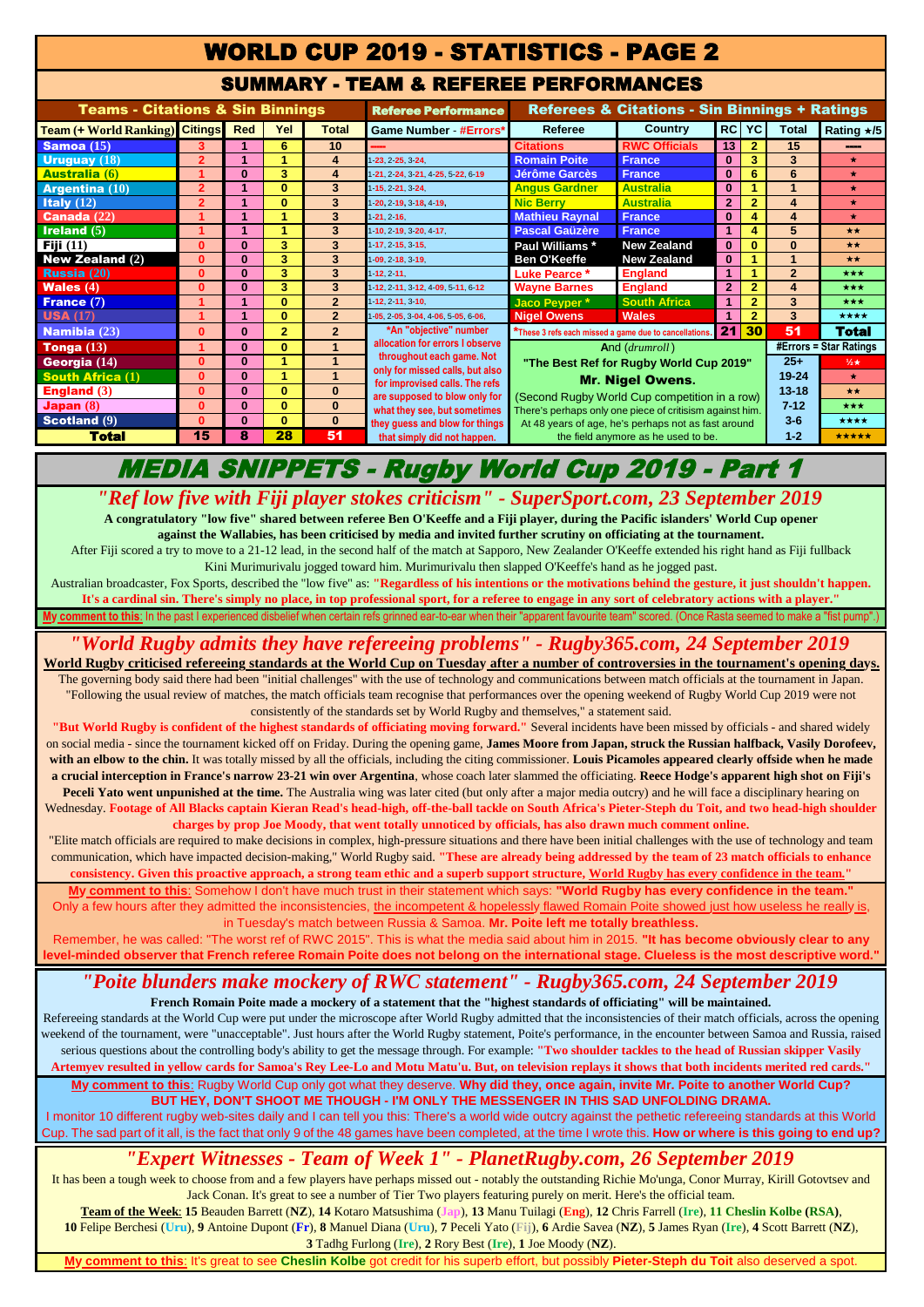# WORLD CUP 2019 - STATISTICS - PAGE 2

## SUMMARY - TEAM & REFEREE PERFORMANCES

### Teams - Citations & Sin Binnings

| Team (+ World Ranking) | Citings | Red | Yel | Total | Game Number - #Errors* |
|---|---|---|---|---|---|
| Samoa (15) | 3 | 1 | 6 | 10 | ---- |
| Uruguay (18) | 2 | 1 | 1 | 4 | 1-23, 2-25, 3-24, |
| Australia (6) | 1 | 0 | 3 | 4 | 1-21, 2-24, 3-21, 4-25, 5-22, 6-19 |
| Argentina (10) | 2 | 1 | 0 | 3 | 1-15, 2-21, 3-24, |
| Italy (12) | 2 | 1 | 0 | 3 | 1-20, 2-19, 3-18, 4-19, |
| Canada (22) | 1 | 1 | 1 | 3 | 1-21, 2-16, |
| Ireland (5) | 1 | 1 | 1 | 3 | 1-10, 2-19, 3-20, 4-17, |
| Fiji (11) | 0 | 0 | 3 | 3 | 1-17, 2-15, 3-15, |
| New Zealand (2) | 0 | 0 | 3 | 3 | 1-09, 2-18, 3-19, |
| Russia (20) | 0 | 0 | 3 | 3 | 1-12, 2-11, |
| Wales (4) | 0 | 0 | 3 | 3 | 1-12, 2-11, 3-12, 4-09, 5-11, 6-12 |
| France (7) | 1 | 1 | 0 | 2 | 1-12, 2-11, 3-10, |
| USA (17) | 1 | 1 | 0 | 2 | 1-05, 2-05, 3-04, 4-06, 5-05, 6-06, |
| Namibia (23) | 0 | 0 | 2 | 2 | |
| Tonga (13) | 1 | 0 | 0 | 1 | |
| Georgia (14) | 0 | 0 | 1 | 1 | |
| South Africa (1) | 0 | 0 | 1 | 1 | |
| England (3) | 0 | 0 | 0 | 0 | |
| Japan (8) | 0 | 0 | 0 | 0 | |
| Scotland (9) | 0 | 0 | 0 | 0 | |
| **Total** | **15** | **8** | **28** | **51** | |

*An "objective" number allocation for errors I observe throughout each game. Not only for missed calls, but also for improvised calls. The refs are supposed to blow only for what they see, but sometimes they guess and blow for things that simply did not happen.

### Referees & Citations - Sin Binnings + Ratings

| Referee | Country | RC | YC | Total | Rating ★/5 |
|---|---|---|---|---|---|
| Citations | RWC Officials | 13 | 2 | 15 | ---- |
| Romain Poite | France | 0 | 3 | 3 | ★ |
| Jérôme Garcès | France | 0 | 6 | 6 | ★ |
| Angus Gardner | Australia | 0 | 1 | 1 | ★ |
| Nic Berry | Australia | 2 | 2 | 4 | ★ |
| Mathieu Raynal | France | 0 | 4 | 4 | ★ |
| Pascal Gaüzère | France | 1 | 4 | 5 | ★★ |
| Paul Williams * | New Zealand | 0 | 0 | 0 | ★★ |
| Ben O'Keeffe | New Zealand | 0 | 1 | 1 | ★★ |
| Luke Pearce * | England | 1 | 1 | 2 | ★★★ |
| Wayne Barnes | England | 2 | 2 | 4 | ★★★ |
| Jaco Peyper * | South Africa | 1 | 2 | 3 | ★★★ |
| Nigel Owens | Wales | 1 | 2 | 3 | ★★★★ |
| *These 3 refs each missed a game due to cancellations. | | **21** | **30** | **51** | **Total** |

| #Errors = Star Ratings | |
|---|---|
| 25+ | ½★ |
| 19-24 | ★ |
| 13-18 | ★★ |
| 7-12 | ★★★ |
| 3-6 | ★★★★ |
| 1-2 | ★★★★★ |

And (*drumroll*)
"The Best Ref for Rugby World Cup 2019"
**Mr. Nigel Owens.**
(Second Rugby World Cup competition in a row)
There's perhaps only one piece of critisism against him. At 48 years of age, he's perhaps not as fast around the field anymore as he used to be.

# MEDIA SNIPPETS - Rugby World Cup 2019 - Part 1

## *"Ref low five with Fiji player stokes criticism" - SuperSport.com, 23 September 2019*

**A congratulatory "low five" shared between referee Ben O'Keeffe and a Fiji player, during the Pacific islanders' World Cup opener against the Wallabies, has been criticised by media and invited further scrutiny on officiating at the tournament.**

After Fiji scored a try to move to a 21-12 lead, in the second half of the match at Sapporo, New Zealander O'Keeffe extended his right hand as Fiji fullback Kini Murimurivalu jogged toward him. Murimurivalu then slapped O'Keeffe's hand as he jogged past.

Australian broadcaster, Fox Sports, described the "low five" as: **"Regardless of his intentions or the motivations behind the gesture, it just shouldn't happen. It's a cardinal sin. There's simply no place, in top professional sport, for a referee to engage in any sort of celebratory actions with a player."**

**My comment to this**: In the past I experienced disbelief when certain refs grinned ear-to-ear when their "apparent favourite team" scored. (Once Rasta seemed to make a "fist pump".)

## *"World Rugby admits they have refereeing problems" - Rugby365.com, 24 September 2019*

**World Rugby criticised refereeing standards at the World Cup on Tuesday after a number of controversies in the tournament's opening days.**

The governing body said there had been "initial challenges" with the use of technology and communications between match officials at the tournament in Japan. "Following the usual review of matches, the match officials team recognise that performances over the opening weekend of Rugby World Cup 2019 were not consistently of the standards set by World Rugby and themselves," a statement said.

**"But World Rugby is confident of the highest standards of officiating moving forward."** Several incidents have been missed by officials - and shared widely on social media - since the tournament kicked off on Friday. During the opening game, **James Moore from Japan, struck the Russian halfback, Vasily Dorofeev, with an elbow to the chin.** It was totally missed by all the officials, including the citing commissioner. **Louis Picamoles appeared clearly offside when he made a crucial interception in France's narrow 23-21 win over Argentina**, whose coach later slammed the officiating. **Reece Hodge's apparent high shot on Fiji's Peceli Yato went unpunished at the time.** The Australia wing was later cited (but only after a major media outcry) and he will face a disciplinary hearing on Wednesday. **Footage of All Blacks captain Kieran Read's head-high, off-the-ball tackle on South Africa's Pieter-Steph du Toit, and two head-high shoulder charges by prop Joe Moody, that went totally unnoticed by officials, has also drawn much comment online.**

"Elite match officials are required to make decisions in complex, high-pressure situations and there have been initial challenges with the use of technology and team communication, which have impacted decision-making," World Rugby said. **"These are already being addressed by the team of 23 match officials to enhance consistency. Given this proactive approach, a strong team ethic and a superb support structure, World Rugby has every confidence in the team."**

**My comment to this**: Somehow I don't have much trust in their statement which says: **"World Rugby has every confidence in the team."** Only a few hours after they admitted the inconsistencies, the incompetent & hopelessly flawed Romain Poite showed just how useless he really is, in Tuesday's match between Russia & Samoa. **Mr. Poite left me totally breathless.**

Remember, he was called: "The worst ref of RWC 2015". This is what the media said about him in 2015. **"It has become obviously clear to any level-minded observer that French referee Romain Poite does not belong on the international stage. Clueless is the most descriptive word."**

## *"Poite blunders make mockery of RWC statement" - Rugby365.com, 24 September 2019*

**French Romain Poite made a mockery of a statement that the "highest standards of officiating" will be maintained.**

Refereeing standards at the World Cup were put under the microscope after World Rugby admitted that the inconsistencies of their match officials, across the opening weekend of the tournament, were "unacceptable". Just hours after the World Rugby statement, Poite's performance, in the encounter between Samoa and Russia, raised serious questions about the controlling body's ability to get the message through. For example: **"Two shoulder tackles to the head of Russian skipper Vasily Artemyev resulted in yellow cards for Samoa's Rey Lee-Lo and Motu Matu'u. But, on television replays it shows that both incidents merited red cards."**

**My comment to this**: Rugby World Cup only got what they deserve. **Why did they, once again, invite Mr. Poite to another World Cup? BUT HEY, DON'T SHOOT ME THOUGH - I'M ONLY THE MESSENGER IN THIS SAD UNFOLDING DRAMA.**

I monitor 10 different rugby web-sites daily and I can tell you this: There's a world wide outcry against the pethetic refereeing standards at this World Cup. The sad part of it all, is the fact that only 9 of the 48 games have been completed, at the time I wrote this. **How or where is this going to end up?**

## *"Expert Witnesses - Team of Week 1" - PlanetRugby.com, 26 September 2019*

It has been a tough week to choose from and a few players have perhaps missed out - notably the outstanding Richie Mo'unga, Conor Murray, Kirill Gotovtsev and Jack Conan. It's great to see a number of Tier Two players featuring purely on merit. Here's the official team.

**Team of the Week**: **15** Beauden Barrett (**NZ**), **14** Kotaro Matsushima (**Jap**), **13** Manu Tuilagi (**Eng**), **12** Chris Farrell (**Ire**), **11 Cheslin Kolbe (RSA)**, **10** Felipe Berchesi (**Uru**), **9** Antoine Dupont (**Fr**), **8** Manuel Diana (**Uru**), **7** Peceli Yato (**Fij**), **6** Ardie Savea (**NZ**), **5** James Ryan (**Ire**), **4** Scott Barrett (**NZ**), **3** Tadhg Furlong (**Ire**), **2** Rory Best (**Ire**), **1** Joe Moody (**NZ**).

**My comment to this**: It's great to see **Cheslin Kolbe** got credit for his superb effort, but possibly **Pieter-Steph du Toit** also deserved a spot.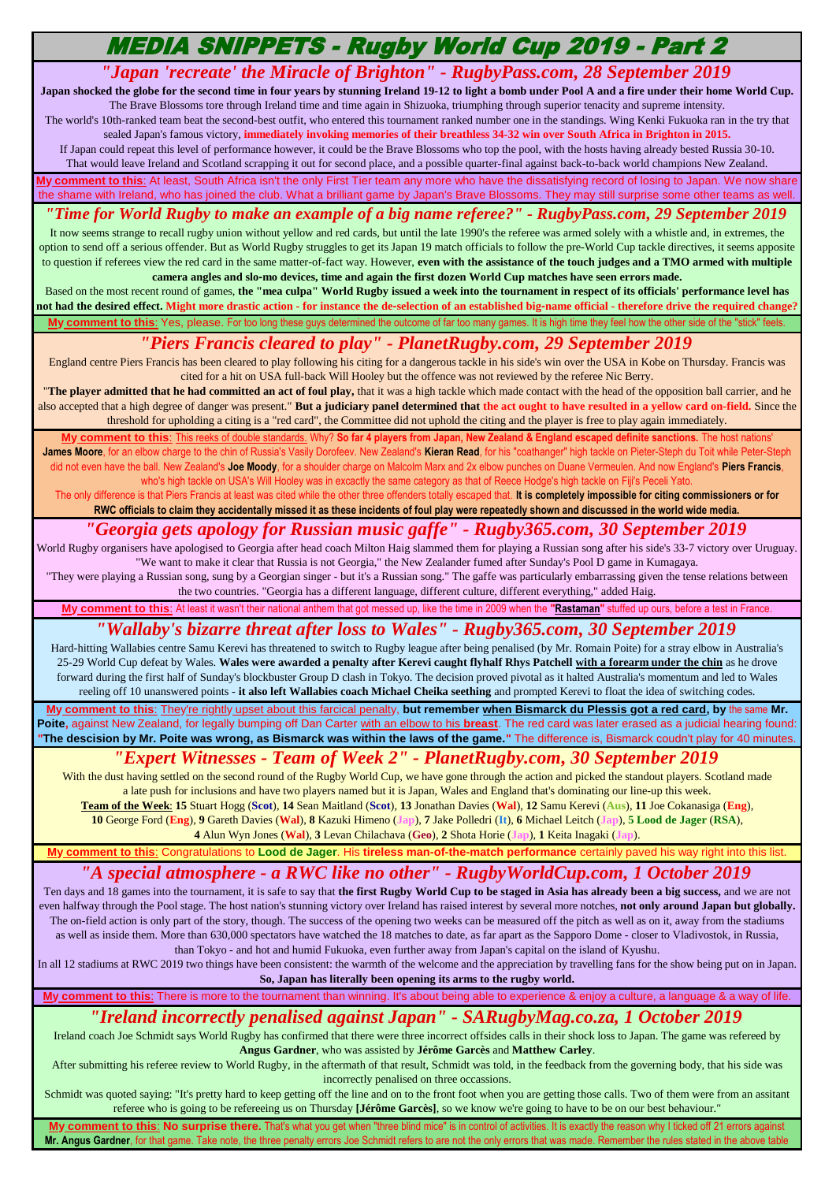# MEDIA SNIPPETS - Rugby World Cup 2019 - Part 2

## *"Japan 'recreate' the Miracle of Brighton" - RugbyPass.com, 28 September 2019*

**Japan shocked the globe for the second time in four years by stunning Ireland 19-12 to light a bomb under Pool A and a fire under their home World Cup.**
The Brave Blossoms tore through Ireland time and time again in Shizuoka, triumphing through superior tenacity and supreme intensity.
The world's 10th-ranked team beat the second-best outfit, who entered this tournament ranked number one in the standings. Wing Kenki Fukuoka ran in the try that sealed Japan's famous victory, **immediately invoking memories of their breathless 34-32 win over South Africa in Brighton in 2015.**
If Japan could repeat this level of performance however, it could be the Brave Blossoms who top the pool, with the hosts having already bested Russia 30-10.
That would leave Ireland and Scotland scrapping it out for second place, and a possible quarter-final against back-to-back world champions New Zealand.

**My comment to this**: At least, South Africa isn't the only First Tier team any more who have the dissatisfying record of losing to Japan. We now share the shame with Ireland, who has joined the club. What a brilliant game by Japan's Brave Blossoms. They may still surprise some other teams as well.

## *"Time for World Rugby to make an example of a big name referee?" - RugbyPass.com, 29 September 2019*

It now seems strange to recall rugby union without yellow and red cards, but until the late 1990's the referee was armed solely with a whistle and, in extremes, the option to send off a serious offender. But as World Rugby struggles to get its Japan 19 match officials to follow the pre-World Cup tackle directives, it seems apposite to question if referees view the red card in the same matter-of-fact way. However, **even with the assistance of the touch judges and a TMO armed with multiple camera angles and slo-mo devices, time and again the first dozen World Cup matches have seen errors made.**
Based on the most recent round of games, **the "mea culpa" World Rugby issued a week into the tournament in respect of its officials' performance level has not had the desired effect. Might more drastic action - for instance the de-selection of an established big-name official - therefore drive the required change?**

**My comment to this**: Yes, please. For too long these guys determined the outcome of far too many games. It is high time they feel how the other side of the "stick" feels.

## *"Piers Francis cleared to play" - PlanetRugby.com, 29 September 2019*

England centre Piers Francis has been cleared to play following his citing for a dangerous tackle in his side's win over the USA in Kobe on Thursday. Francis was cited for a hit on USA full-back Will Hooley but the offence was not reviewed by the referee Nic Berry.
"**The player admitted that he had committed an act of foul play,** that it was a high tackle which made contact with the head of the opposition ball carrier, and he also accepted that a high degree of danger was present." **But a judiciary panel determined that the act ought to have resulted in a yellow card on-field.** Since the threshold for upholding a citing is a "red card", the Committee did not uphold the citing and the player is free to play again immediately.

**My comment to this**: This reeks of double standards. Why? **So far 4 players from Japan, New Zealand & England escaped definite sanctions.** The host nations' **James Moore**, for an elbow charge to the chin of Russia's Vasily Dorofeev. New Zealand's **Kieran Read**, for his "coathanger" high tackle on Pieter-Steph du Toit while Peter-Steph did not even have the ball. New Zealand's **Joe Moody**, for a shoulder charge on Malcolm Marx and 2x elbow punches on Duane Vermeulen. And now England's **Piers Francis**, who's high tackle on USA's Will Hooley was in excactly the same category as that of Reece Hodge's high tackle on Fiji's Peceli Yato.
The only difference is that Piers Francis at least was cited while the other three offenders totally escaped that. **It is completely impossible for citing commissioners or for RWC officials to claim they accidentally missed it as these incidents of foul play were repeatedly shown and discussed in the world wide media.**

## *"Georgia gets apology for Russian music gaffe" - Rugby365.com, 30 September 2019*

World Rugby organisers have apologised to Georgia after head coach Milton Haig slammed them for playing a Russian song after his side's 33-7 victory over Uruguay.
"We want to make it clear that Russia is not Georgia," the New Zealander fumed after Sunday's Pool D game in Kumagaya.
"They were playing a Russian song, sung by a Georgian singer - but it's a Russian song." The gaffe was particularly embarrassing given the tense relations between the two countries. "Georgia has a different language, different culture, different everything," added Haig.

**My comment to this**: At least it wasn't their national anthem that got messed up, like the time in 2009 when the "**Rastaman**" stuffed up ours, before a test in France.

## *"Wallaby's bizarre threat after loss to Wales" - Rugby365.com, 30 September 2019*

Hard-hitting Wallabies centre Samu Kerevi has threatened to switch to Rugby league after being penalised (by Mr. Romain Poite) for a stray elbow in Australia's 25-29 World Cup defeat by Wales. **Wales were awarded a penalty after Kerevi caught flyhalf Rhys Patchell with a forearm under the chin** as he drove forward during the first half of Sunday's blockbuster Group D clash in Tokyo. The decision proved pivotal as it halted Australia's momentum and led to Wales reeling off 10 unanswered points - **it also left Wallabies coach Michael Cheika seething** and prompted Kerevi to float the idea of switching codes.

**My comment to this**: They're rightly upset about this farcical penalty, **but remember when Bismarck du Plessis got a red card, by** the same **Mr. Poite,** against New Zealand, for legally bumping off Dan Carter with an elbow to his **breast**. The red card was later erased as a judicial hearing found: **"The descision by Mr. Poite was wrong, as Bismarck was within the laws of the game."** The difference is, Bismarck coudn't play for 40 minutes.

## *"Expert Witnesses - Team of Week 2" - PlanetRugby.com, 30 September 2019*

With the dust having settled on the second round of the Rugby World Cup, we have gone through the action and picked the standout players. Scotland made a late push for inclusions and have two players named but it is Japan, Wales and England that's dominating our line-up this week.
**Team of the Week**: **15** Stuart Hogg (**Scot**), **14** Sean Maitland (**Scot**), **13** Jonathan Davies (**Wal**), **12** Samu Kerevi (**Aus**), **11** Joe Cokanasiga (**Eng**), **10** George Ford (**Eng**), **9** Gareth Davies (**Wal**), **8** Kazuki Himeno (**Jap**), **7** Jake Polledri (**It**), **6** Michael Leitch (**Jap**), **5 Lood de Jager** (**RSA**), **4** Alun Wyn Jones (**Wal**), **3** Levan Chilachava (**Geo**), **2** Shota Horie (**Jap**), **1** Keita Inagaki (**Jap**).

**My comment to this**: Congratulations to **Lood de Jager**. His **tireless man-of-the-match performance** certainly paved his way right into this list.

## *"A special atmosphere - a RWC like no other" - RugbyWorldCup.com, 1 October 2019*

Ten days and 18 games into the tournament, it is safe to say that **the first Rugby World Cup to be staged in Asia has already been a big success,** and we are not even halfway through the Pool stage. The host nation's stunning victory over Ireland has raised interest by several more notches, **not only around Japan but globally.**
The on-field action is only part of the story, though. The success of the opening two weeks can be measured off the pitch as well as on it, away from the stadiums as well as inside them. More than 630,000 spectators have watched the 18 matches to date, as far apart as the Sapporo Dome - closer to Vladivostok, in Russia, than Tokyo - and hot and humid Fukuoka, even further away from Japan's capital on the island of Kyushu.
In all 12 stadiums at RWC 2019 two things have been consistent: the warmth of the welcome and the appreciation by travelling fans for the show being put on in Japan.
**So, Japan has literally been opening its arms to the rugby world.**

**My comment to this**: There is more to the tournament than winning. It's about being able to experience & enjoy a culture, a language & a way of life.

## *"Ireland incorrectly penalised against Japan" - SARugbyMag.co.za, 1 October 2019*

Ireland coach Joe Schmidt says World Rugby has confirmed that there were three incorrect offsides calls in their shock loss to Japan. The game was refereed by **Angus Gardner**, who was assisted by **Jérôme Garcès** and **Matthew Carley**.
After submitting his referee review to World Rugby, in the aftermath of that result, Schmidt was told, in the feedback from the governing body, that his side was incorrectly penalised on three occassions.
Schmidt was quoted saying: "It's pretty hard to keep getting off the line and on to the front foot when you are getting those calls. Two of them were from an assitant referee who is going to be refereeing us on Thursday **[Jérôme Garcès]**, so we know we're going to have to be on our best behaviour."

**My comment to this**: **No surprise there.** That's what you get when "three blind mice" is in control of activities. It is exactly the reason why I ticked off 21 errors against **Mr. Angus Gardner**, for that game. Take note, the three penalty errors Joe Schmidt refers to are not the only errors that was made. Remember the rules stated in the above table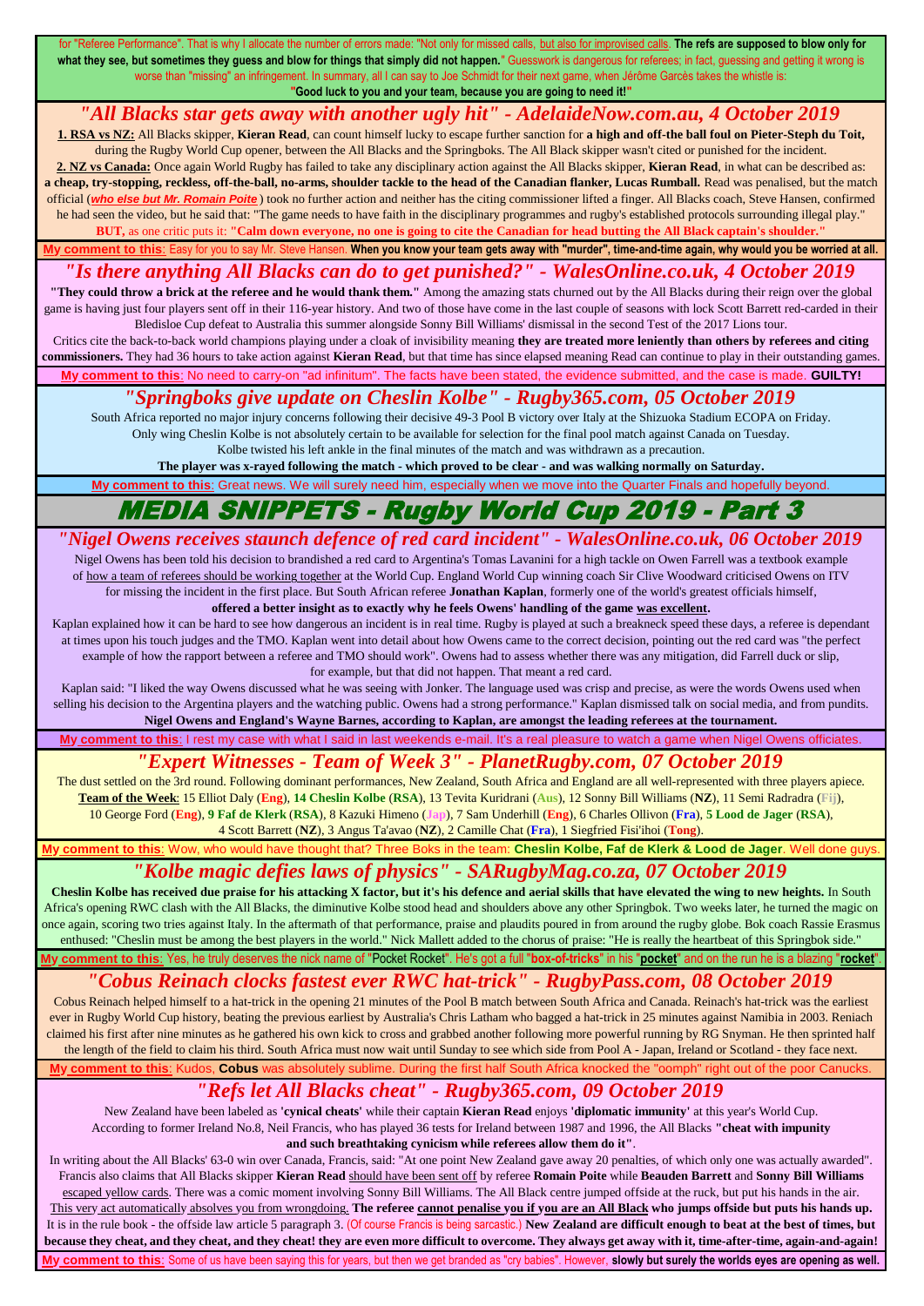for "Referee Performance". That is why I allocate the number of errors made: "Not only for missed calls, but also for improvised calls. **The refs are supposed to blow only for what they see, but sometimes they guess and blow for things that simply did not happen."** Guesswork is dangerous for referees; in fact, guessing and getting it wrong is worse than "missing" an infringement. In summary, all I can say to Joe Schmidt for their next game, when Jérôme Garcès takes the whistle is:

**"Good luck to you and your team, because you are going to need it!"**

## *"All Blacks star gets away with another ugly hit" - AdelaideNow.com.au, 4 October 2019*

**1. RSA vs NZ:** All Blacks skipper, **Kieran Read**, can count himself lucky to escape further sanction for **a high and off-the ball foul on Pieter-Steph du Toit,** during the Rugby World Cup opener, between the All Blacks and the Springboks. The All Black skipper wasn't cited or punished for the incident.

**2. NZ vs Canada:** Once again World Rugby has failed to take any disciplinary action against the All Blacks skipper, **Kieran Read**, in what can be described as: **a cheap, try-stopping, reckless, off-the-ball, no-arms, shoulder tackle to the head of the Canadian flanker, Lucas Rumball.** Read was penalised, but the match official (***who else but Mr. Romain Poite***) took no further action and neither has the citing commissioner lifted a finger. All Blacks coach, Steve Hansen, confirmed he had seen the video, but he said that: "The game needs to have faith in the disciplinary programmes and rugby's established protocols surrounding illegal play."

**BUT,** as one critic puts it: **"Calm down everyone, no one is going to cite the Canadian for head butting the All Black captain's shoulder."**

**My comment to this**: Easy for you to say Mr. Steve Hansen. **When you know your team gets away with "murder", time-and-time again, why would you be worried at all.**

## *"Is there anything All Blacks can do to get punished?" - WalesOnline.co.uk, 4 October 2019*

**"They could throw a brick at the referee and he would thank them."** Among the amazing stats churned out by the All Blacks during their reign over the global game is having just four players sent off in their 116-year history. And two of those have come in the last couple of seasons with lock Scott Barrett red-carded in their Bledisloe Cup defeat to Australia this summer alongside Sonny Bill Williams' dismissal in the second Test of the 2017 Lions tour.

Critics cite the back-to-back world champions playing under a cloak of invisibility meaning **they are treated more leniently than others by referees and citing commissioners.** They had 36 hours to take action against **Kieran Read**, but that time has since elapsed meaning Read can continue to play in their outstanding games.

**My comment to this**: No need to carry-on "ad infinitum". The facts have been stated, the evidence submitted, and the case is made. **GUILTY!**

## *"Springboks give update on Cheslin Kolbe" - Rugby365.com, 05 October 2019*

South Africa reported no major injury concerns following their decisive 49-3 Pool B victory over Italy at the Shizuoka Stadium ECOPA on Friday.
Only wing Cheslin Kolbe is not absolutely certain to be available for selection for the final pool match against Canada on Tuesday.
Kolbe twisted his left ankle in the final minutes of the match and was withdrawn as a precaution.
**The player was x-rayed following the match - which proved to be clear - and was walking normally on Saturday.**

**My comment to this**: Great news. We will surely need him, especially when we move into the Quarter Finals and hopefully beyond.

# MEDIA SNIPPETS - Rugby World Cup 2019 - Part 3

## *"Nigel Owens receives staunch defence of red card incident" - WalesOnline.co.uk, 06 October 2019*

Nigel Owens has been told his decision to brandished a red card to Argentina's Tomas Lavanini for a high tackle on Owen Farrell was a textbook example of how a team of referees should be working together at the World Cup. England World Cup winning coach Sir Clive Woodward criticised Owens on ITV for missing the incident in the first place. But South African referee **Jonathan Kaplan**, formerly one of the world's greatest officials himself, **offered a better insight as to exactly why he feels Owens' handling of the game was excellent.**

Kaplan explained how it can be hard to see how dangerous an incident is in real time. Rugby is played at such a breakneck speed these days, a referee is dependant at times upon his touch judges and the TMO. Kaplan went into detail about how Owens came to the correct decision, pointing out the red card was "the perfect example of how the rapport between a referee and TMO should work". Owens had to assess whether there was any mitigation, did Farrell duck or slip, for example, but that did not happen. That meant a red card.

Kaplan said: "I liked the way Owens discussed what he was seeing with Jonker. The language used was crisp and precise, as were the words Owens used when selling his decision to the Argentina players and the watching public. Owens had a strong performance." Kaplan dismissed talk on social media, and from pundits.
**Nigel Owens and England's Wayne Barnes, according to Kaplan, are amongst the leading referees at the tournament.**

**My comment to this**: I rest my case with what I said in last weekends e-mail. It's a real pleasure to watch a game when Nigel Owens officiates.

## *"Expert Witnesses - Team of Week 3" - PlanetRugby.com, 07 October 2019*

The dust settled on the 3rd round. Following dominant performances, New Zealand, South Africa and England are all well-represented with three players apiece.
**Team of the Week**: 15 Elliot Daly (**Eng**), **14 Cheslin Kolbe** (**RSA**), 13 Tevita Kuridrani (**Aus**), 12 Sonny Bill Williams (**NZ**), 11 Semi Radradra (**Fij**), 10 George Ford (**Eng**), **9 Faf de Klerk** (**RSA**), 8 Kazuki Himeno (**Jap**), 7 Sam Underhill (**Eng**), 6 Charles Ollivon (**Fra**), **5 Lood de Jager** (**RSA**), 4 Scott Barrett (**NZ**), 3 Angus Ta'avao (**NZ**), 2 Camille Chat (**Fra**), 1 Siegfried Fisi'ihoi (**Tong**).

**My comment to this**: Wow, who would have thought that? Three Boks in the team: **Cheslin Kolbe, Faf de Klerk & Lood de Jager**. Well done guys.

## *"Kolbe magic defies laws of physics" - SARugbyMag.co.za, 07 October 2019*

**Cheslin Kolbe has received due praise for his attacking X factor, but it's his defence and aerial skills that have elevated the wing to new heights.** In South Africa's opening RWC clash with the All Blacks, the diminutive Kolbe stood head and shoulders above any other Springbok. Two weeks later, he turned the magic on once again, scoring two tries against Italy. In the aftermath of that performance, praise and plaudits poured in from around the rugby globe. Bok coach Rassie Erasmus enthused: "Cheslin must be among the best players in the world." Nick Mallett added to the chorus of praise: "He is really the heartbeat of this Springbok side."

**My comment to this**: Yes, he truly deserves the nick name of "Pocket Rocket". He's got a full "**box-of-tricks**" in his "**pocket**" and on the run he is a blazing "**rocket**".

## *"Cobus Reinach clocks fastest ever RWC hat-trick" - RugbyPass.com, 08 October 2019*

Cobus Reinach helped himself to a hat-trick in the opening 21 minutes of the Pool B match between South Africa and Canada. Reinach's hat-trick was the earliest ever in Rugby World Cup history, beating the previous earliest by Australia's Chris Latham who bagged a hat-trick in 25 minutes against Namibia in 2003. Reniach claimed his first after nine minutes as he gathered his own kick to cross and grabbed another following more powerful running by RG Snyman. He then sprinted half the length of the field to claim his third. South Africa must now wait until Sunday to see which side from Pool A - Japan, Ireland or Scotland - they face next.

**My comment to this**: Kudos, **Cobus** was absolutely sublime. During the first half South Africa knocked the "oomph" right out of the poor Canucks.

## *"Refs let All Blacks cheat" - Rugby365.com, 09 October 2019*

New Zealand have been labeled as **'cynical cheats'** while their captain **Kieran Read** enjoys **'diplomatic immunity'** at this year's World Cup.
According to former Ireland No.8, Neil Francis, who has played 36 tests for Ireland between 1987 and 1996, the All Blacks **"cheat with impunity and such breathtaking cynicism while referees allow them do it"**.

In writing about the All Blacks' 63-0 win over Canada, Francis, said: "At one point New Zealand gave away 20 penalties, of which only one was actually awarded". Francis also claims that All Blacks skipper **Kieran Read** should have been sent off by referee **Romain Poite** while **Beauden Barrett** and **Sonny Bill Williams** escaped yellow cards. There was a comic moment involving Sonny Bill Williams. The All Black centre jumped offside at the ruck, but put his hands in the air. This very act automatically absolves you from wrongdoing. **The referee cannot penalise you if you are an All Black who jumps offside but puts his hands up.** It is in the rule book - the offside law article 5 paragraph 3. (Of course Francis is being sarcastic.) **New Zealand are difficult enough to beat at the best of times, but because they cheat, and they cheat, and they cheat! they are even more difficult to overcome. They always get away with it, time-after-time, again-and-again!**

**My comment to this**: Some of us have been saying this for years, but then we get branded as "cry babies". However, **slowly but surely the worlds eyes are opening as well.**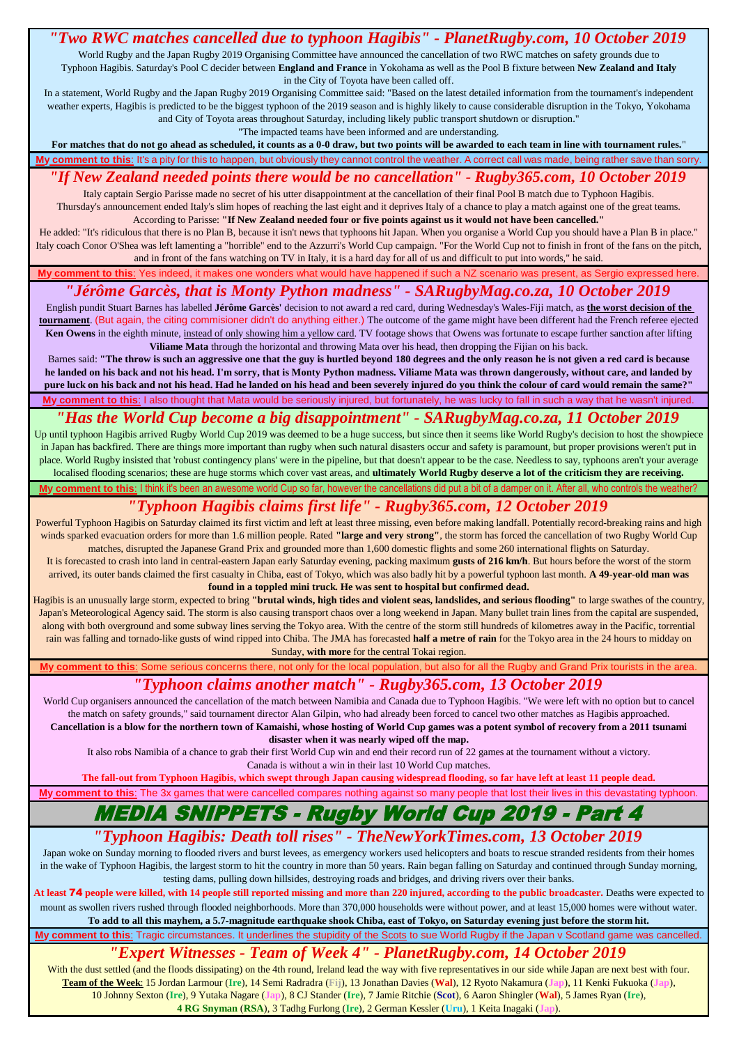## *"Two RWC matches cancelled due to typhoon Hagibis" - PlanetRugby.com, 10 October 2019*

World Rugby and the Japan Rugby 2019 Organising Committee have announced the cancellation of two RWC matches on safety grounds due to Typhoon Hagibis. Saturday's Pool C decider between **England and France** in Yokohama as well as the Pool B fixture between **New Zealand and Italy** in the City of Toyota have been called off.

In a statement, World Rugby and the Japan Rugby 2019 Organising Committee said: "Based on the latest detailed information from the tournament's independent weather experts, Hagibis is predicted to be the biggest typhoon of the 2019 season and is highly likely to cause considerable disruption in the Tokyo, Yokohama and City of Toyota areas throughout Saturday, including likely public transport shutdown or disruption."

"The impacted teams have been informed and are understanding.

**For matches that do not go ahead as scheduled, it counts as a 0-0 draw, but two points will be awarded to each team in line with tournament rules.**"

**My comment to this**: It's a pity for this to happen, but obviously they cannot control the weather. A correct call was made, being rather save than sorry.

## *"If New Zealand needed points there would be no cancellation" - Rugby365.com, 10 October 2019*

Italy captain Sergio Parisse made no secret of his utter disappointment at the cancellation of their final Pool B match due to Typhoon Hagibis. Thursday's announcement ended Italy's slim hopes of reaching the last eight and it deprives Italy of a chance to play a match against one of the great teams. According to Parisse: **"If New Zealand needed four or five points against us it would not have been cancelled."**

He added: "It's ridiculous that there is no Plan B, because it isn't news that typhoons hit Japan. When you organise a World Cup you should have a Plan B in place." Italy coach Conor O'Shea was left lamenting a "horrible" end to the Azzurri's World Cup campaign. "For the World Cup not to finish in front of the fans on the pitch, and in front of the fans watching on TV in Italy, it is a hard day for all of us and difficult to put into words," he said.

**My comment to this**: Yes indeed, it makes one wonders what would have happened if such a NZ scenario was present, as Sergio expressed here.

## *"Jérôme Garcès, that is Monty Python madness" - SARugbyMag.co.za, 10 October 2019*

English pundit Stuart Barnes has labelled **Jérôme Garcès**' decision to not award a red card, during Wednesday's Wales-Fiji match, as **the worst decision of the tournament**. (But again, the citing commisioner didn't do anything either.) The outcome of the game might have been different had the French referee ejected **Ken Owens** in the eighth minute, instead of only showing him a yellow card. TV footage shows that Owens was fortunate to escape further sanction after lifting **Viliame Mata** through the horizontal and throwing Mata over his head, then dropping the Fijian on his back.

Barnes said: **"The throw is such an aggressive one that the guy is hurtled beyond 180 degrees and the only reason he is not given a red card is because he landed on his back and not his head. I'm sorry, that is Monty Python madness. Viliame Mata was thrown dangerously, without care, and landed by pure luck on his back and not his head. Had he landed on his head and been severely injured do you think the colour of card would remain the same?"**

**My comment to this**: I also thought that Mata would be seriously injured, but fortunately, he was lucky to fall in such a way that he wasn't injured.

## *"Has the World Cup become a big disappointment" - SARugbyMag.co.za, 11 October 2019*

Up until typhoon Hagibis arrived Rugby World Cup 2019 was deemed to be a huge success, but since then it seems like World Rugby's decision to host the showpiece in Japan has backfired. There are things more important than rugby when such natural disasters occur and safety is paramount, but proper provisions weren't put in place. World Rugby insisted that 'robust contingency plans' were in the pipeline, but that doesn't appear to be the case. Needless to say, typhoons aren't your average localised flooding scenarios; these are huge storms which cover vast areas, and **ultimately World Rugby deserve a lot of the criticism they are receiving.**

**My comment to this**: I think it's been an awesome World cup so far, however the cancellations did put a bit of a damper on it. After all, who controls the weather?

## *"Typhoon Hagibis claims first life" - Rugby365.com, 12 October 2019*

Powerful Typhoon Hagibis on Saturday claimed its first victim and left at least three missing, even before making landfall. Potentially record-breaking rains and high winds sparked evacuation orders for more than 1.6 million people. Rated **"large and very strong"**, the storm has forced the cancellation of two Rugby World Cup matches, disrupted the Japanese Grand Prix and grounded more than 1,600 domestic flights and some 260 international flights on Saturday.

It is forecasted to crash into land in central-eastern Japan early Saturday evening, packing maximum **gusts of 216 km/h**. But hours before the worst of the storm arrived, its outer bands claimed the first casualty in Chiba, east of Tokyo, which was also badly hit by a powerful typhoon last month. **A 49-year-old man was found in a toppled mini truck. He was sent to hospital but confirmed dead.**

Hagibis is an unusually large storm, expected to bring **"brutal winds, high tides and violent seas, landslides, and serious flooding"** to large swathes of the country, Japan's Meteorological Agency said. The storm is also causing transport chaos over a long weekend in Japan. Many bullet train lines from the capital are suspended, along with both overground and some subway lines serving the Tokyo area. With the centre of the storm still hundreds of kilometres away in the Pacific, torrential rain was falling and tornado-like gusts of wind ripped into Chiba. The JMA has forecasted **half a metre of rain** for the Tokyo area in the 24 hours to midday on Sunday, **with more** for the central Tokai region.

**My comment to this**: Some serious concerns there, not only for the local population, but also for all the Rugby and Grand Prix tourists in the area.

## *"Typhoon claims another match" - Rugby365.com, 13 October 2019*

World Cup organisers announced the cancellation of the match between Namibia and Canada due to Typhoon Hagibis. "We were left with no option but to cancel the match on safety grounds," said tournament director Alan Gilpin, who had already been forced to cancel two other matches as Hagibis approached.

**Cancellation is a blow for the northern town of Kamaishi, whose hosting of World Cup games was a potent symbol of recovery from a 2011 tsunami disaster when it was nearly wiped off the map.**

It also robs Namibia of a chance to grab their first World Cup win and end their record run of 22 games at the tournament without a victory. Canada is without a win in their last 10 World Cup matches.

**The fall-out from Typhoon Hagibis, which swept through Japan causing widespread flooding, so far have left at least 11 people dead.**

**My comment to this**: The 3x games that were cancelled compares nothing against so many people that lost their lives in this devastating typhoon.

# MEDIA SNIPPETS - Rugby World Cup 2019 - Part 4

## *"Typhoon Hagibis: Death toll rises" - TheNewYorkTimes.com, 13 October 2019*

Japan woke on Sunday morning to flooded rivers and burst levees, as emergency workers used helicopters and boats to rescue stranded residents from their homes in the wake of Typhoon Hagibis, the largest storm to hit the country in more than 50 years. Rain began falling on Saturday and continued through Sunday morning, testing dams, pulling down hillsides, destroying roads and bridges, and driving rivers over their banks.

**At least 74 people were killed, with 14 people still reported missing and more than 220 injured, according to the public broadcaster.** Deaths were expected to mount as swollen rivers rushed through flooded neighborhoods. More than 370,000 households were without power, and at least 15,000 homes were without water. **To add to all this mayhem, a 5.7-magnitude earthquake shook Chiba, east of Tokyo, on Saturday evening just before the storm hit.**

**My comment to this**: Tragic circumstances. It underlines the stupidity of the Scots to sue World Rugby if the Japan v Scotland game was cancelled.

## *"Expert Witnesses - Team of Week 4" - PlanetRugby.com, 14 October 2019*

With the dust settled (and the floods dissipating) on the 4th round, Ireland lead the way with five representatives in our side while Japan are next best with four.

**Team of the Week**: 15 Jordan Larmour (**Ire**), 14 Semi Radradra (**Fij**), 13 Jonathan Davies (**Wal**), 12 Ryoto Nakamura (**Jap**), 11 Kenki Fukuoka (**Jap**), 10 Johnny Sexton (**Ire**), 9 Yutaka Nagare (**Jap**), 8 CJ Stander (**Ire**), 7 Jamie Ritchie (**Scot**), 6 Aaron Shingler (**Wal**), 5 James Ryan (**Ire**), **4 RG Snyman (RSA)**, 3 Tadhg Furlong (**Ire**), 2 German Kessler (**Uru**), 1 Keita Inagaki (**Jap**).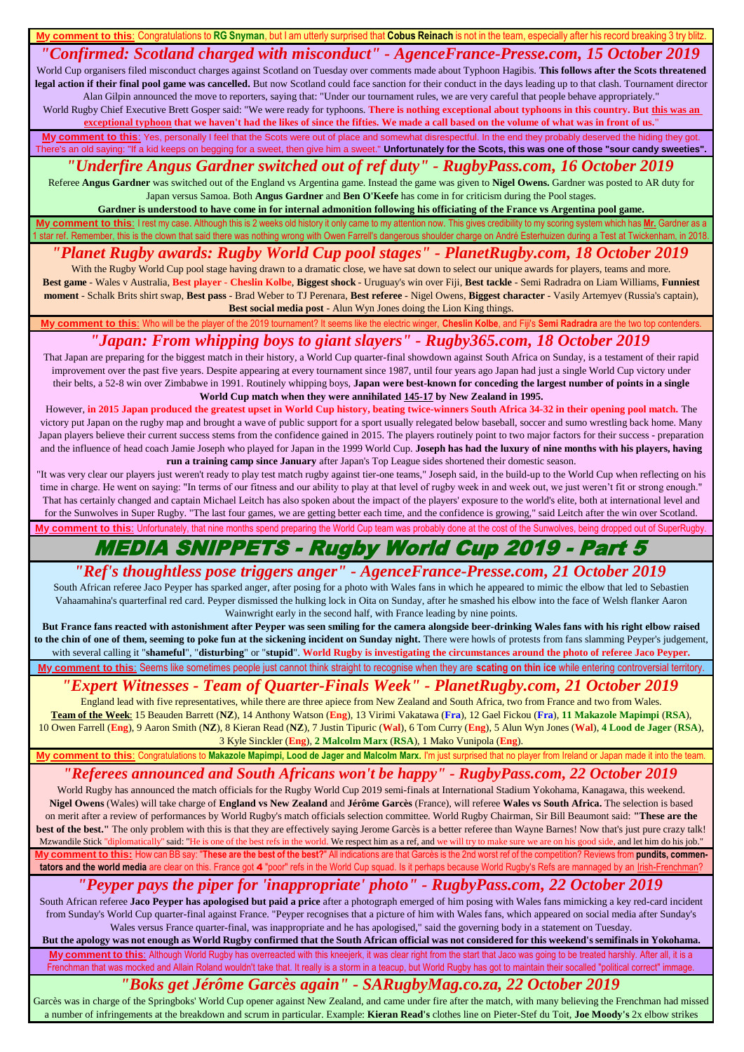**My comment to this**: Congratulations to **RG Snyman**, but I am utterly surprised that **Cobus Reinach** is not in the team, especially after his record breaking 3 try blitz.

## *"Confirmed: Scotland charged with misconduct" - AgenceFrance-Presse.com, 15 October 2019*

World Cup organisers filed misconduct charges against Scotland on Tuesday over comments made about Typhoon Hagibis. **This follows after the Scots threatened legal action if their final pool game was cancelled.** But now Scotland could face sanction for their conduct in the days leading up to that clash. Tournament director Alan Gilpin announced the move to reporters, saying that: "Under our tournament rules, we are very careful that people behave appropriately."
World Rugby Chief Executive Brett Gosper said: "We were ready for typhoons. **There is nothing exceptional about typhoons in this country. But this was an exceptional typhoon that we haven't had the likes of since the fifties. We made a call based on the volume of what was in front of us.**"

**My comment to this**: Yes, personally I feel that the Scots were out of place and somewhat disrespectful. In the end they probably deserved the hiding they got. There's an old saying: "If a kid keeps on begging for a sweet, then give him a sweet." **Unfortunately for the Scots, this was one of those "sour candy sweeties".**

## *"Underfire Angus Gardner switched out of ref duty" - RugbyPass.com, 16 October 2019*

Referee **Angus Gardner** was switched out of the England vs Argentina game. Instead the game was given to **Nigel Owens.** Gardner was posted to AR duty for Japan versus Samoa. Both **Angus Gardner** and **Ben O'Keefe** has come in for criticism during the Pool stages.
**Gardner is understood to have come in for internal admonition following his officiating of the France vs Argentina pool game.**

**My comment to this**: I rest my case. Although this is 2 weeks old history it only came to my attention now. This gives credibility to my scoring system which has **Mr.** Gardner as a 1 star ref. Remember, this is the clown that said there was nothing wrong with Owen Farrell's dangerous shoulder charge on André Esterhuizen during a Test at Twickenham, in 2018.

## *"Planet Rugby awards: Rugby World Cup pool stages" - PlanetRugby.com, 18 October 2019*

With the Rugby World Cup pool stage having drawn to a dramatic close, we have sat down to select our unique awards for players, teams and more.
**Best game** - Wales v Australia, **Best player - Cheslin Kolbe**, **Biggest shock** - Uruguay's win over Fiji, **Best tackle** - Semi Radradra on Liam Williams, **Funniest moment** - Schalk Brits shirt swap, **Best pass** - Brad Weber to TJ Perenara, **Best referee** - Nigel Owens, **Biggest character** - Vasily Artemyev (Russia's captain), **Best social media post** - Alun Wyn Jones doing the Lion King things.

**My comment to this**: Who will be the player of the 2019 tournament? It seems like the electric winger, **Cheslin Kolbe**, and Fiji's **Semi Radradra** are the two top contenders.

## *"Japan: From whipping boys to giant slayers" - Rugby365.com, 18 October 2019*

That Japan are preparing for the biggest match in their history, a World Cup quarter-final showdown against South Africa on Sunday, is a testament of their rapid improvement over the past five years. Despite appearing at every tournament since 1987, until four years ago Japan had just a single World Cup victory under their belts, a 52-8 win over Zimbabwe in 1991. Routinely whipping boys, **Japan were best-known for conceding the largest number of points in a single World Cup match when they were annihilated 145-17 by New Zealand in 1995.**
However, **in 2015 Japan produced the greatest upset in World Cup history, beating twice-winners South Africa 34-32 in their opening pool match.** The victory put Japan on the rugby map and brought a wave of public support for a sport usually relegated below baseball, soccer and sumo wrestling back home. Many Japan players believe their current success stems from the confidence gained in 2015. The players routinely point to two major factors for their success - preparation and the influence of head coach Jamie Joseph who played for Japan in the 1999 World Cup. **Joseph has had the luxury of nine months with his players, having run a training camp since January** after Japan's Top League sides shortened their domestic season.
"It was very clear our players just weren't ready to play test match rugby against tier-one teams," Joseph said, in the build-up to the World Cup when reflecting on his time in charge. He went on saying: "In terms of our fitness and our ability to play at that level of rugby week in and week out, we just weren't fit or strong enough." That has certainly changed and captain Michael Leitch has also spoken about the impact of the players' exposure to the world's elite, both at international level and for the Sunwolves in Super Rugby. "The last four games, we are getting better each time, and the confidence is growing," said Leitch after the win over Scotland.

**My comment to this**: Unfortunately, that nine months spend preparing the World Cup team was probably done at the cost of the Sunwolves, being dropped out of SuperRugby.

# MEDIA SNIPPETS - Rugby World Cup 2019 - Part 5

## *"Ref's thoughtless pose triggers anger" - AgenceFrance-Presse.com, 21 October 2019*

South African referee Jaco Peyper has sparked anger, after posing for a photo with Wales fans in which he appeared to mimic the elbow that led to Sebastien Vahaamahina's quarterfinal red card. Peyper dismissed the hulking lock in Oita on Sunday, after he smashed his elbow into the face of Welsh flanker Aaron Wainwright early in the second half, with France leading by nine points.
**But France fans reacted with astonishment after Peyper was seen smiling for the camera alongside beer-drinking Wales fans with his right elbow raised to the chin of one of them, seeming to poke fun at the sickening incident on Sunday night.** There were howls of protests from fans slamming Peyper's judgement, with several calling it "**shameful**", "**disturbing**" or "**stupid**". **World Rugby is investigating the circumstances around the photo of referee Jaco Peyper.**

**My comment to this**: Seems like sometimes people just cannot think straight to recognise when they are **scating on thin ice** while entering controversial territory.

## *"Expert Witnesses - Team of Quarter-Finals Week" - PlanetRugby.com, 21 October 2019*

England lead with five representatives, while there are three apiece from New Zealand and South Africa, two from France and two from Wales.
**Team of the Week**: 15 Beauden Barrett (**NZ**), 14 Anthony Watson (**Eng**), 13 Virimi Vakatawa (**Fra**), 12 Gael Fickou (**Fra**), **11 Makazole Mapimpi** (**RSA**), 10 Owen Farrell (**Eng**), 9 Aaron Smith (**NZ**), 8 Kieran Read (**NZ**), 7 Justin Tipuric (**Wal**), 6 Tom Curry (**Eng**), 5 Alun Wyn Jones (**Wal**), **4 Lood de Jager** (**RSA**), 3 Kyle Sinckler (**Eng**), **2 Malcolm Marx** (**RSA**), 1 Mako Vunipola (**Eng**).

**My comment to this**: Congratulations to **Makazole Mapimpi, Lood de Jager and Malcolm Marx.** I'm just surprised that no player from Ireland or Japan made it into the team.

## *"Referees announced and South Africans won't be happy" - RugbyPass.com, 22 October 2019*

World Rugby has announced the match officials for the Rugby World Cup 2019 semi-finals at International Stadium Yokohama, Kanagawa, this weekend. **Nigel Owens** (Wales) will take charge of **England vs New Zealand** and **Jérôme Garcès** (France), will referee **Wales vs South Africa.** The selection is based on merit after a review of performances by World Rugby's match officials selection committee. World Rugby Chairman, Sir Bill Beaumont said: **"These are the best of the best."** The only problem with this is that they are effectively saying Jerome Garcès is a better referee than Wayne Barnes! Now that's just pure crazy talk! Mzwandile Stick "diplomatically" said: "He is one of the best refs in the world. We respect him as a ref, and we will try to make sure we are on his good side, and let him do his job."

**My comment to this:** How can BB say: "**These are the best of the best?**" All indications are that Garcès is the 2nd worst ref of the competition? Reviews from **pundits, commentators and the world media** are clear on this. France got **4** "poor" refs in the World Cup squad. Is it perhaps because World Rugby's Refs are mannaged by an Irish-Frenchman?

## *"Peyper pays the piper for 'inappropriate' photo" - RugbyPass.com, 22 October 2019*

South African referee **Jaco Peyper has apologised but paid a price** after a photograph emerged of him posing with Wales fans mimicking a key red-card incident from Sunday's World Cup quarter-final against France. "Peyper recognises that a picture of him with Wales fans, which appeared on social media after Sunday's Wales versus France quarter-final, was inappropriate and he has apologised," said the governing body in a statement on Tuesday.
**But the apology was not enough as World Rugby confirmed that the South African official was not considered for this weekend's semifinals in Yokohama.**

**My comment to this**: Although World Rugby has overreacted with this kneejerk, it was clear right from the start that Jaco was going to be treated harshly. After all, it is a Frenchman that was mocked and Allain Roland wouldn't take that. It really is a storm in a teacup, but World Rugby has got to maintain their socalled "political correct" image.

## *"Boks get Jérôme Garcès again" - SARugbyMag.co.za, 22 October 2019*

Garcès was in charge of the Springboks' World Cup opener against New Zealand, and came under fire after the match, with many believing the Frenchman had missed a number of infringements at the breakdown and scrum in particular. Example: **Kieran Read's** clothes line on Pieter-Stef du Toit, **Joe Moody's** 2x elbow strikes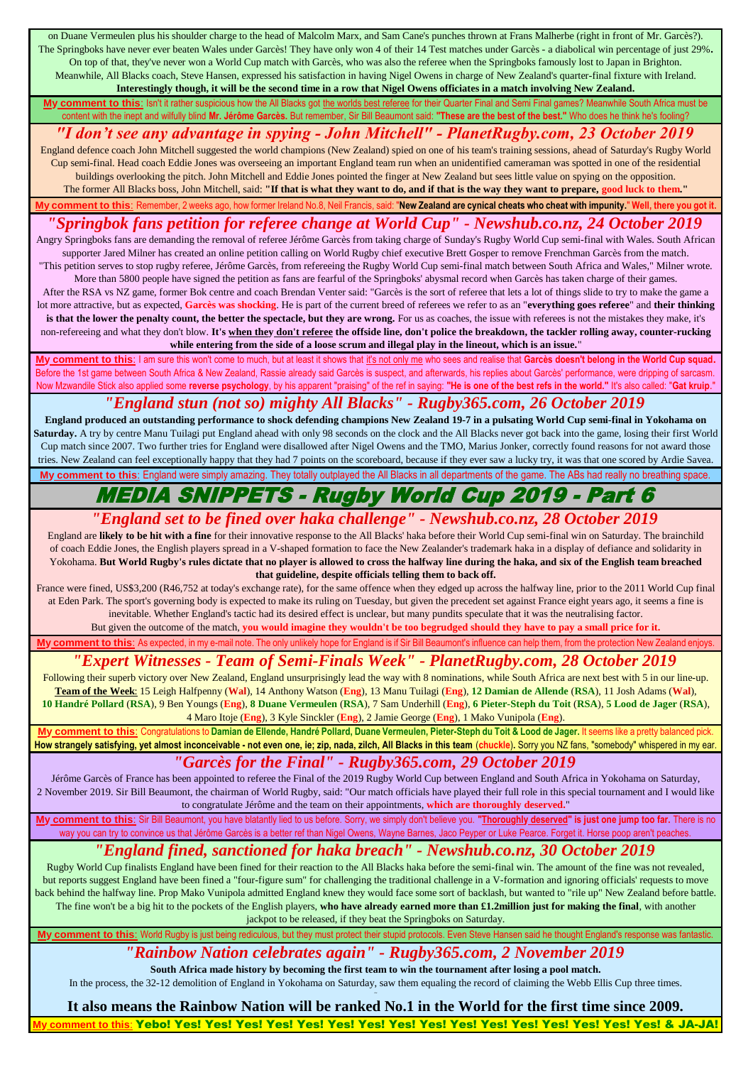on Duane Vermeulen plus his shoulder charge to the head of Malcolm Marx, and Sam Cane's punches thrown at Frans Malherbe (right in front of Mr. Garcès?). The Springboks have never ever beaten Wales under Garcès! They have only won 4 of their 14 Test matches under Garcès - a diabolical win percentage of just 29%. On top of that, they've never won a World Cup match with Garcès, who was also the referee when the Springboks famously lost to Japan in Brighton. Meanwhile, All Blacks coach, Steve Hansen, expressed his satisfaction in having Nigel Owens in charge of New Zealand's quarter-final fixture with Ireland. **Interestingly though, it will be the second time in a row that Nigel Owens officiates in a match involving New Zealand.**

**My comment to this**: Isn't it rather suspicious how the All Blacks got the worlds best referee for their Quarter Final and Semi Final games? Meanwhile South Africa must be content with the inept and wilfully blind **Mr. Jérôme Garcès.** But remember, Sir Bill Beaumont said: **"These are the best of the best."** Who does he think he's fooling?

## "I don't see any advantage in spying - John Mitchell" - PlanetRugby.com, 23 October 2019

England defence coach John Mitchell suggested the world champions (New Zealand) spied on one of his team's training sessions, ahead of Saturday's Rugby World Cup semi-final. Head coach Eddie Jones was overseeing an important England team run when an unidentified cameraman was spotted in one of the residential buildings overlooking the pitch. John Mitchell and Eddie Jones pointed the finger at New Zealand but sees little value on spying on the opposition. The former All Blacks boss, John Mitchell, said: **"If that is what they want to do, and if that is the way they want to prepare, good luck to them."**

**My comment to this**: Remember, 2 weeks ago, how former Ireland No.8, Neil Francis, said: "**New Zealand are cynical cheats who cheat with impunity.**" **Well, there you got it.**

## "Springbok fans petition for referee change at World Cup" - Newshub.co.nz, 24 October 2019

Angry Springboks fans are demanding the removal of referee Jérôme Garcès from taking charge of Sunday's Rugby World Cup semi-final with Wales. South African supporter Jared Milner has created an online petition calling on World Rugby chief executive Brett Gosper to remove Frenchman Garcès from the match. "This petition serves to stop rugby referee, Jérôme Garcès, from refereeing the Rugby World Cup semi-final match between South Africa and Wales," Milner wrote. More than 5800 people have signed the petition as fans are fearful of the Springboks' abysmal record when Garcès has taken charge of their games. After the RSA vs NZ game, former Bok centre and coach Brendan Venter said: "Garcès is the sort of referee that lets a lot of things slide to try to make the game a lot more attractive, but as expected, **Garcès was shocking**. He is part of the current breed of referees we refer to as an "**everything goes referee**" and **their thinking is that the lower the penalty count, the better the spectacle, but they are wrong.** For us as coaches, the issue with referees is not the mistakes they make, it's non-refereeing and what they don't blow. **It's <u>when they don't referee</u> the offside line, don't police the breakdown, the tackler rolling away, counter-rucking while entering from the side of a loose scrum and illegal play in the lineout, which is an issue.**"

**My comment to this**: I am sure this won't come to much, but at least it shows that it's not only me who sees and realise that **Garcès doesn't belong in the World Cup squad.** Before the 1st game between South Africa & New Zealand, Rassie already said Garcès is suspect, and afterwards, his replies about Garcès' performance, were dripping of sarcasm. Now Mzwandile Stick also applied some **reverse psychology**, by his apparent "praising" of the ref in saying: **"He is one of the best refs in the world."** It's also called: "**Gat kruip**."

## "England stun (not so) mighty All Blacks" - Rugby365.com, 26 October 2019

**England produced an outstanding performance to shock defending champions New Zealand 19-7 in a pulsating World Cup semi-final in Yokohama on Saturday.** A try by centre Manu Tuilagi put England ahead with only 98 seconds on the clock and the All Blacks never got back into the game, losing their first World Cup match since 2007. Two further tries for England were disallowed after Nigel Owens and the TMO, Marius Jonker, correctly found reasons for not award those tries. New Zealand can feel exceptionally happy that they had 7 points on the scoreboard, because if they ever saw a lucky try, it was that one scored by Ardie Savea.

**My comment to this**: England were simply amazing. They totally outplayed the All Blacks in all departments of the game. The ABs had really no breathing space.

# MEDIA SNIPPETS - Rugby World Cup 2019 - Part 6

## "England set to be fined over haka challenge" - Newshub.co.nz, 28 October 2019

England are **likely to be hit with a fine** for their innovative response to the All Blacks' haka before their World Cup semi-final win on Saturday. The brainchild of coach Eddie Jones, the English players spread in a V-shaped formation to face the New Zealander's trademark haka in a display of defiance and solidarity in Yokohama. **But World Rugby's rules dictate that no player is allowed to cross the halfway line during the haka, and six of the English team breached that guideline, despite officials telling them to back off.**

France were fined, US$3,200 (R46,752 at today's exchange rate), for the same offence when they edged up across the halfway line, prior to the 2011 World Cup final at Eden Park. The sport's governing body is expected to make its ruling on Tuesday, but given the precedent set against France eight years ago, it seems a fine is inevitable. Whether England's tactic had its desired effect is unclear, but many pundits speculate that it was the neutralising factor. But given the outcome of the match, **you would imagine they wouldn't be too begrudged should they have to pay a small price for it.**

**My comment to this**: As expected, in my e-mail note. The only unlikely hope for England is if Sir Bill Beaumont's influence can help them, from the protection New Zealand enjoys.

## "Expert Witnesses - Team of Semi-Finals Week" - PlanetRugby.com, 28 October 2019

Following their superb victory over New Zealand, England unsurprisingly lead the way with 8 nominations, while South Africa are next best with 5 in our line-up. **<u>Team of the Week</u>**: 15 Leigh Halfpenny (**Wal**), 14 Anthony Watson (**Eng**), 13 Manu Tuilagi (**Eng**), **12 Damian de Allende** (**RSA**), 11 Josh Adams (**Wal**), **10 Handré Pollard** (**RSA**), 9 Ben Youngs (**Eng**), **8 Duane Vermeulen** (**RSA**), 7 Sam Underhill (**Eng**), **6 Pieter-Steph du Toit** (**RSA**), **5 Lood de Jager** (**RSA**), 4 Maro Itoje (**Eng**), 3 Kyle Sinckler (**Eng**), 2 Jamie George (**Eng**), 1 Mako Vunipola (**Eng**).

**My comment to this**: Congratulations to **Damian de Ellende, Handré Pollard, Duane Vermeulen, Pieter-Steph du Toit & Lood de Jager.** It seems like a pretty balanced pick. **How strangely satisfying, yet almost inconceivable - not even one, ie; zip, nada, zilch, All Blacks in this team** (**chuckle**). Sorry you NZ fans, "somebody" whispered in my ear.

## "Garcès for the Final" - Rugby365.com, 29 October 2019

Jérôme Garcès of France has been appointed to referee the Final of the 2019 Rugby World Cup between England and South Africa in Yokohama on Saturday, 2 November 2019. Sir Bill Beaumont, the chairman of World Rugby, said: "Our match officials have played their full role in this special tournament and I would like to congratulate Jérôme and the team on their appointments, **which are thoroughly deserved.**"

**My comment to this**: Sir Bill Beaumont, you have blatantly lied to us before. Sorry, we simply don't believe you. **"<u>Thoroughly deserved</u>" is just one jump too far.** There is no way you can try to convince us that Jérôme Garcès is a better ref than Nigel Owens, Wayne Barnes, Jaco Peyper or Luke Pearce. Forget it. Horse poop aren't peaches.

## "England fined, sanctioned for haka breach" - Newshub.co.nz, 30 October 2019

Rugby World Cup finalists England have been fined for their reaction to the All Blacks haka before the semi-final win. The amount of the fine was not revealed, but reports suggest England have been fined a "four-figure sum" for challenging the traditional challenge in a V-formation and ignoring officials' requests to move back behind the halfway line. Prop Mako Vunipola admitted England knew they would face some sort of backlash, but wanted to "rile up" New Zealand before battle. The fine won't be a big hit to the pockets of the English players, **who have already earned more than £1.2million just for making the final**, with another jackpot to be released, if they beat the Springboks on Saturday.

**My comment to this**: World Rugby is just being rediculous, but they must protect their stupid protocols. Even Steve Hansen said he thought England's response was fantastic.

## "Rainbow Nation celebrates again" - Rugby365.com, 2 November 2019

**South Africa made history by becoming the first team to win the tournament after losing a pool match.**

In the process, the 32-12 demolition of England in Yokohama on Saturday, saw them equaling the record of claiming the Webb Ellis Cup three times.

**It also means the Rainbow Nation will be ranked No.1 in the World for the first time since 2009.**

**My comment to this**: **Yebo! Yes! Yes! Yes! Yes! Yes! Yes! Yes! Yes! Yes! Yes! Yes! Yes! Yes! Yes! Yes! Yes! & JA-JA!**